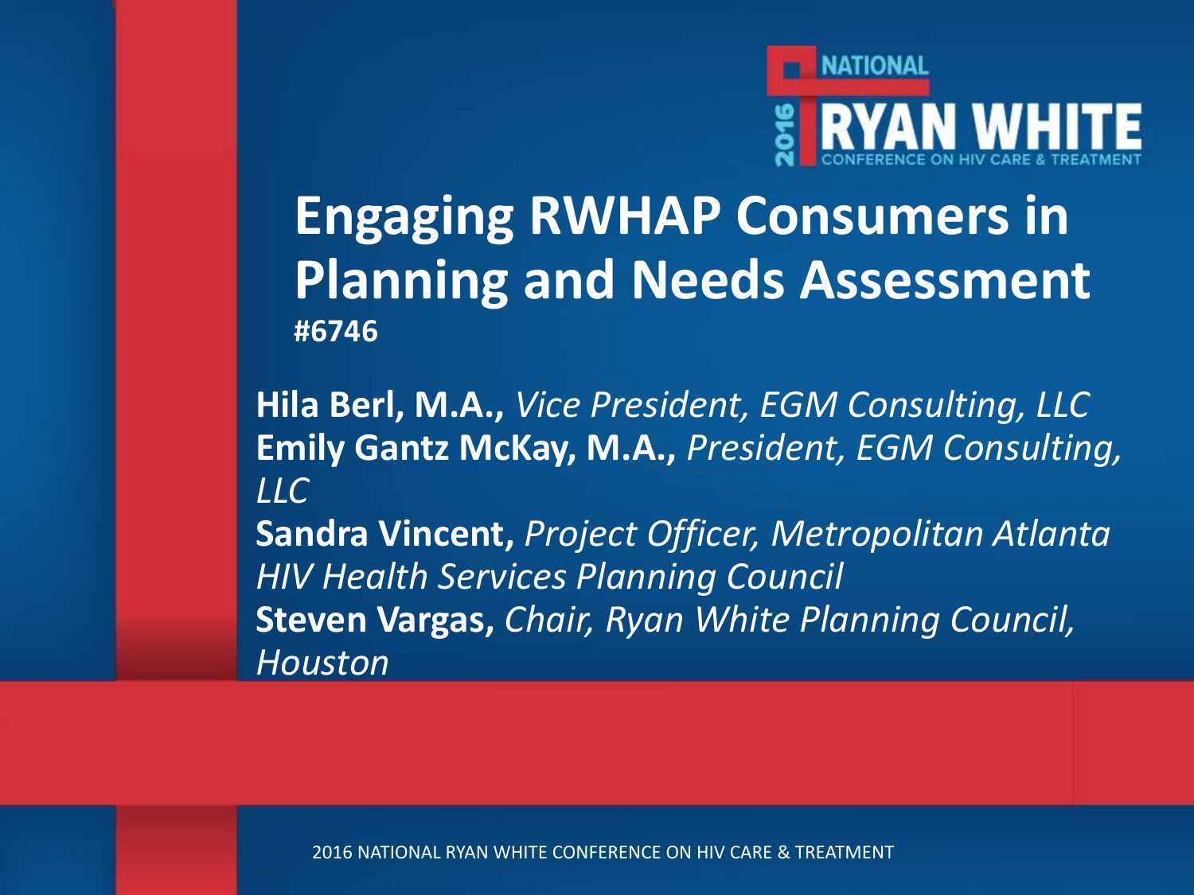# Engaging RWHAP Consumers in Planning and Needs Assessment

**#6746**

**Hila Berl, M.A.,** *Vice President, EGM Consulting, LLC*
**Emily Gantz McKay, M.A.,** *President, EGM Consulting, LLC*
**Sandra Vincent,** *Project Officer, Metropolitan Atlanta HIV Health Services Planning Council*
**Steven Vargas,** *Chair, Ryan White Planning Council, Houston*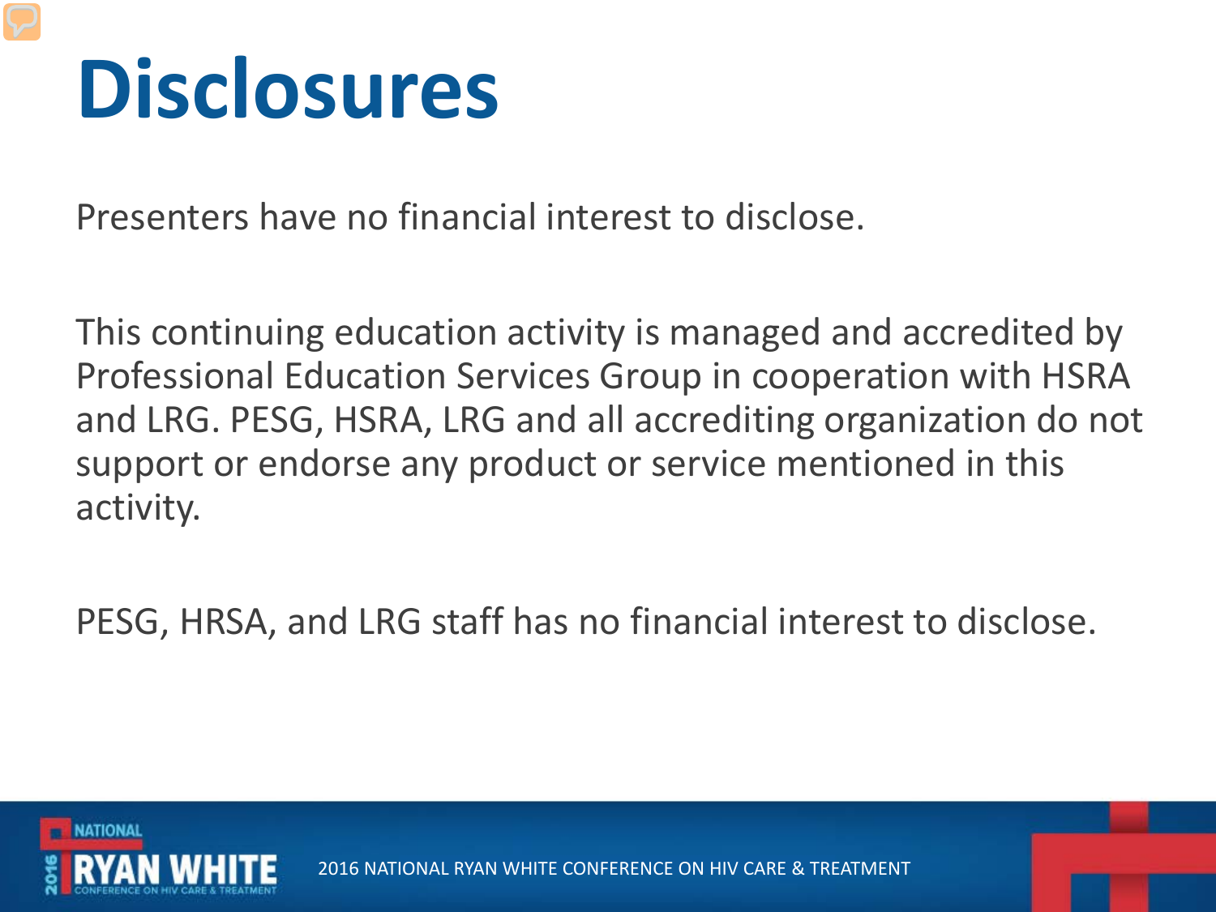# Disclosures

Presenters have no financial interest to disclose.

This continuing education activity is managed and accredited by Professional Education Services Group in cooperation with HSRA and LRG. PESG, HSRA, LRG and all accrediting organization do not support or endorse any product or service mentioned in this activity.

PESG, HRSA, and LRG staff has no financial interest to disclose.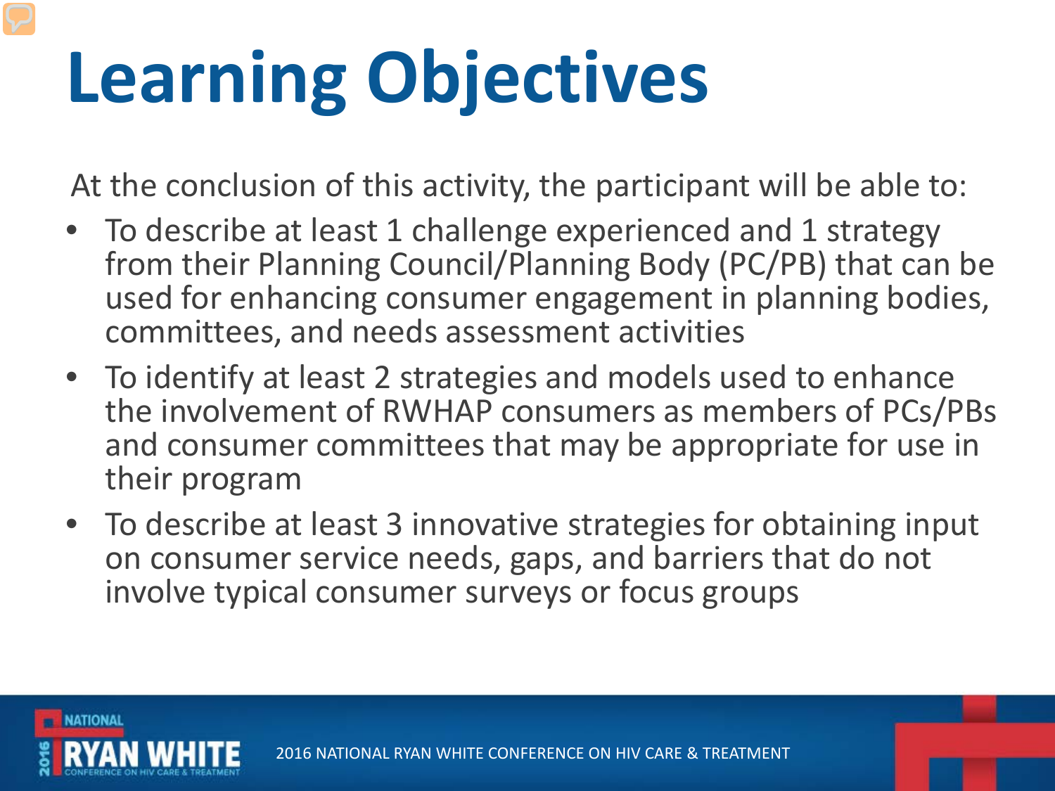# Learning Objectives

At the conclusion of this activity, the participant will be able to:

- To describe at least 1 challenge experienced and 1 strategy from their Planning Council/Planning Body (PC/PB) that can be used for enhancing consumer engagement in planning bodies, committees, and needs assessment activities
- To identify at least 2 strategies and models used to enhance the involvement of RWHAP consumers as members of PCs/PBs and consumer committees that may be appropriate for use in their program
- To describe at least 3 innovative strategies for obtaining input on consumer service needs, gaps, and barriers that do not involve typical consumer surveys or focus groups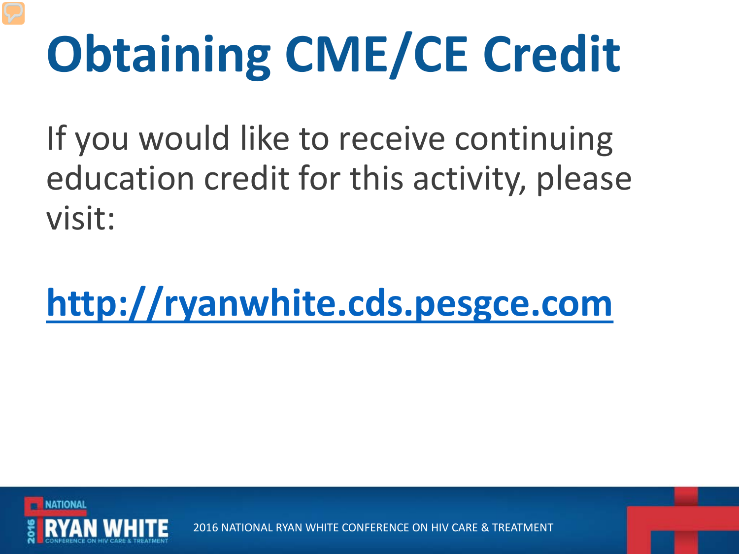# Obtaining CME/CE Credit

If you would like to receive continuing education credit for this activity, please visit:

**http://ryanwhite.cds.pesgce.com**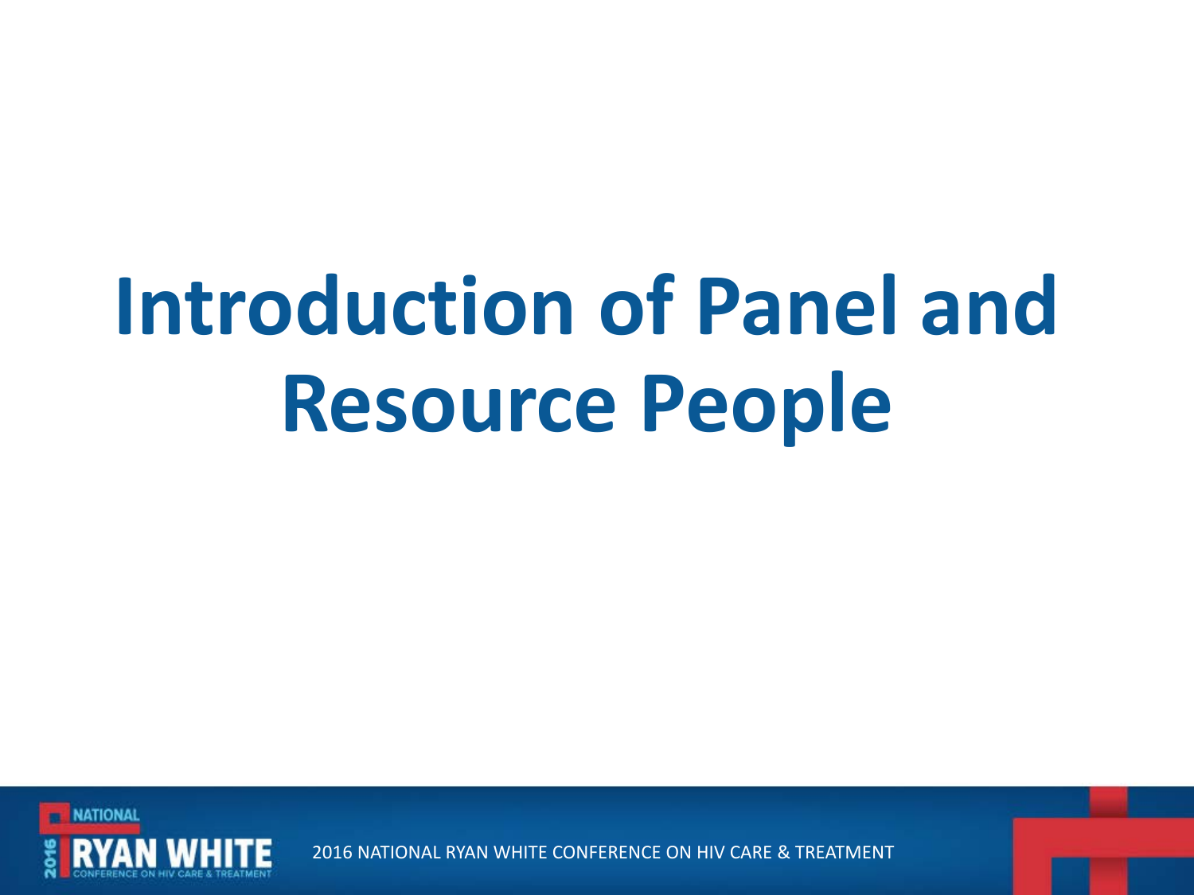# Introduction of Panel and Resource People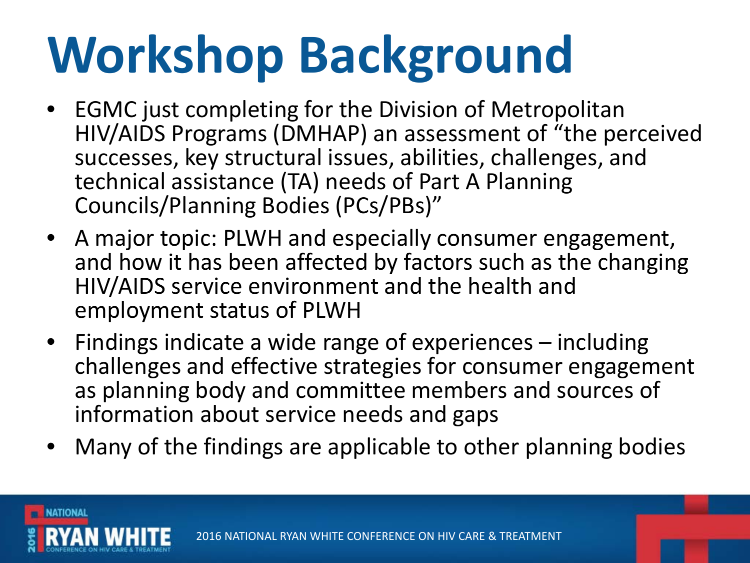# Workshop Background

- EGMC just completing for the Division of Metropolitan HIV/AIDS Programs (DMHAP) an assessment of "the perceived successes, key structural issues, abilities, challenges, and technical assistance (TA) needs of Part A Planning Councils/Planning Bodies (PCs/PBs)"
- A major topic: PLWH and especially consumer engagement, and how it has been affected by factors such as the changing HIV/AIDS service environment and the health and employment status of PLWH
- Findings indicate a wide range of experiences – including challenges and effective strategies for consumer engagement as planning body and committee members and sources of information about service needs and gaps
- Many of the findings are applicable to other planning bodies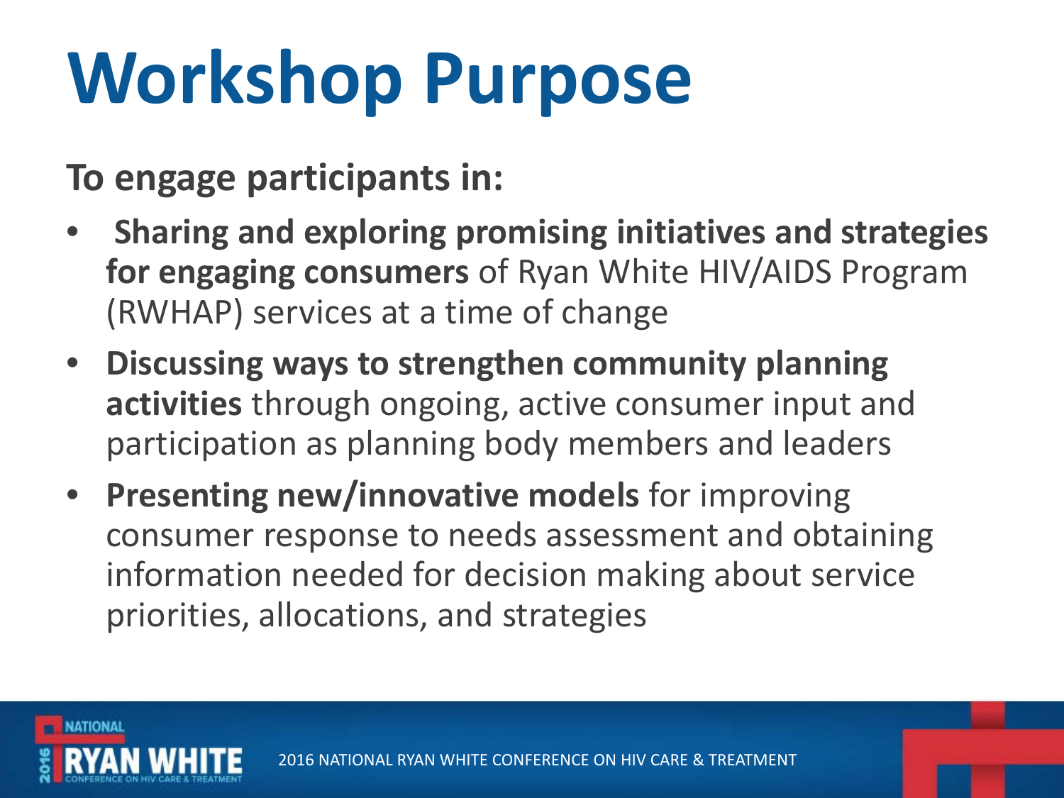# Workshop Purpose

**To engage participants in:**

- **Sharing and exploring promising initiatives and strategies for engaging consumers** of Ryan White HIV/AIDS Program (RWHAP) services at a time of change
- **Discussing ways to strengthen community planning activities** through ongoing, active consumer input and participation as planning body members and leaders
- **Presenting new/innovative models** for improving consumer response to needs assessment and obtaining information needed for decision making about service priorities, allocations, and strategies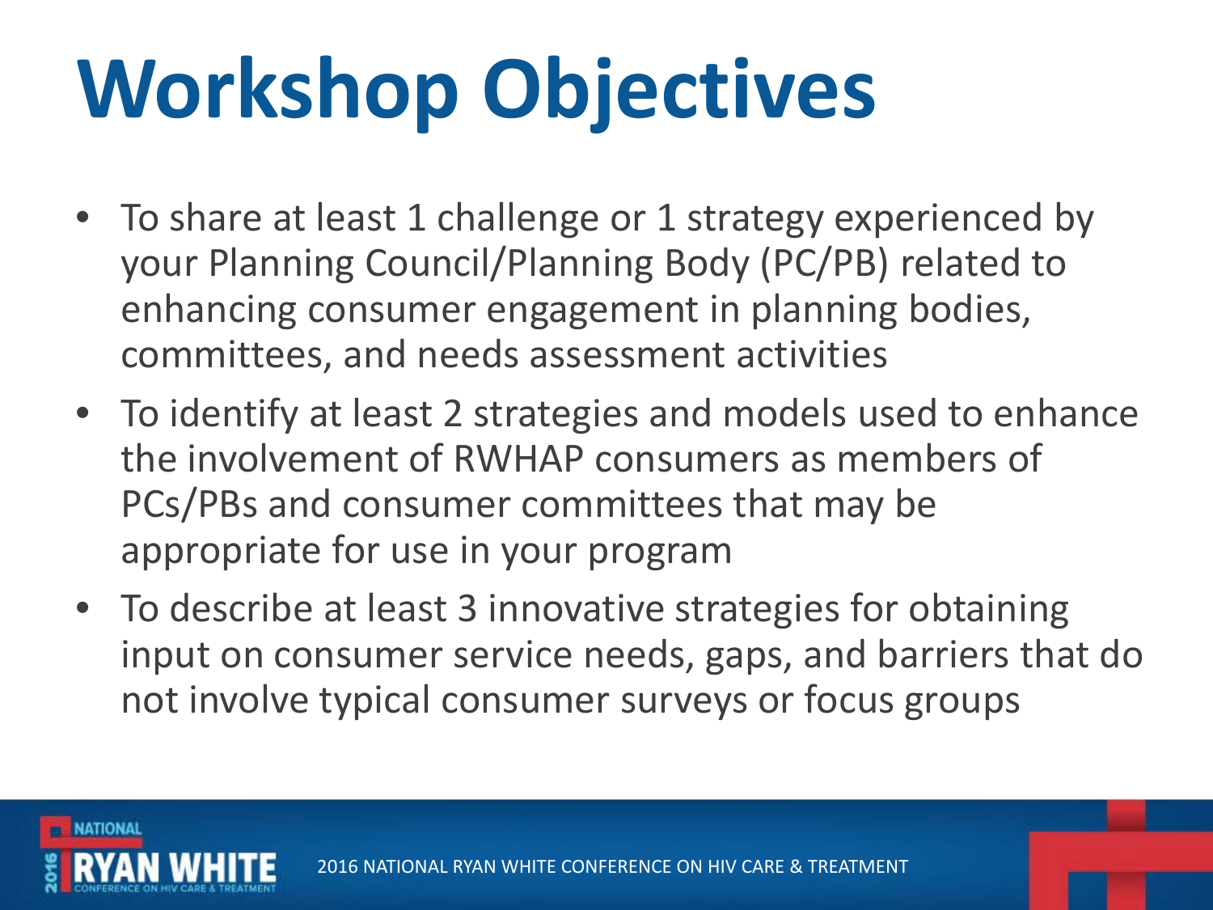# Workshop Objectives

- To share at least 1 challenge or 1 strategy experienced by your Planning Council/Planning Body (PC/PB) related to enhancing consumer engagement in planning bodies, committees, and needs assessment activities
- To identify at least 2 strategies and models used to enhance the involvement of RWHAP consumers as members of PCs/PBs and consumer committees that may be appropriate for use in your program
- To describe at least 3 innovative strategies for obtaining input on consumer service needs, gaps, and barriers that do not involve typical consumer surveys or focus groups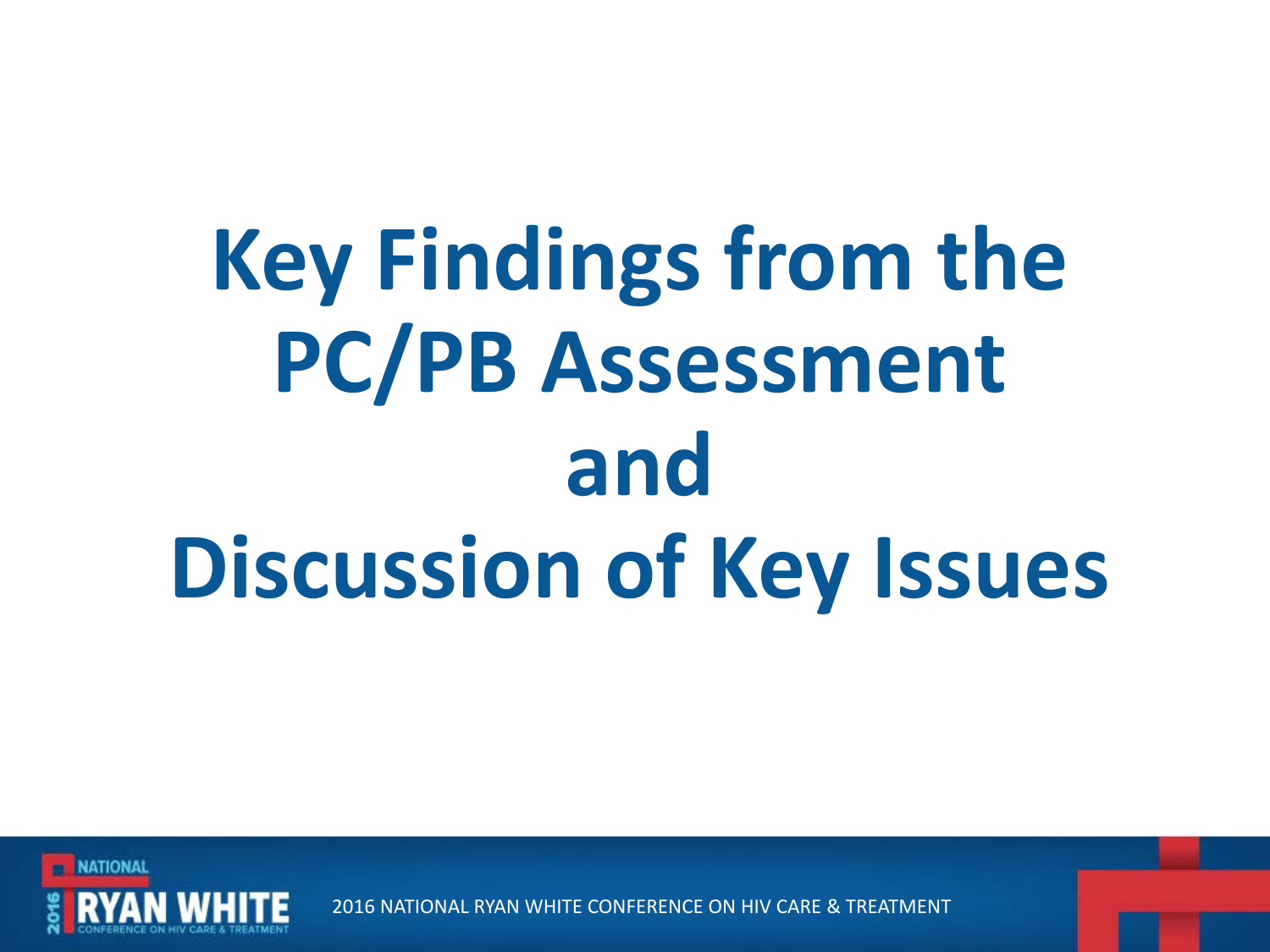# Key Findings from the PC/PB Assessment and Discussion of Key Issues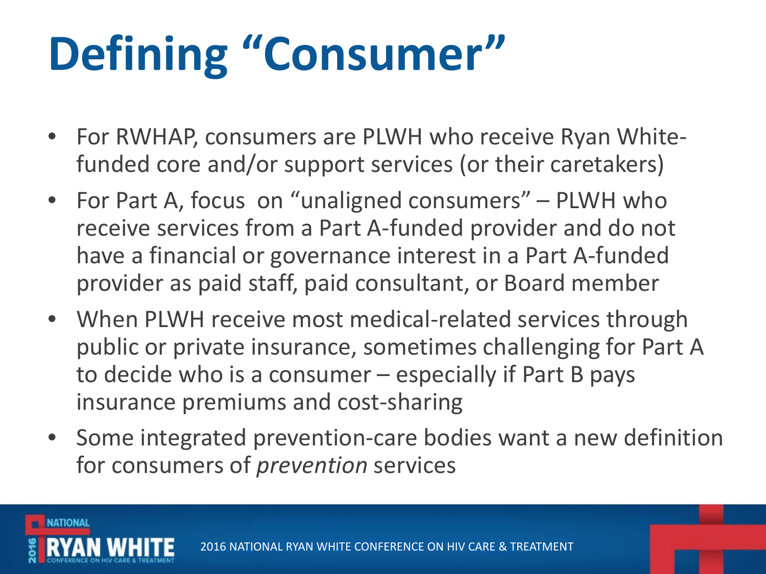# Defining "Consumer"

- For RWHAP, consumers are PLWH who receive Ryan White-funded core and/or support services (or their caretakers)
- For Part A, focus  on "unaligned consumers" – PLWH who receive services from a Part A-funded provider and do not have a financial or governance interest in a Part A-funded provider as paid staff, paid consultant, or Board member
- When PLWH receive most medical-related services through public or private insurance, sometimes challenging for Part A to decide who is a consumer – especially if Part B pays insurance premiums and cost-sharing
- Some integrated prevention-care bodies want a new definition for consumers of *prevention* services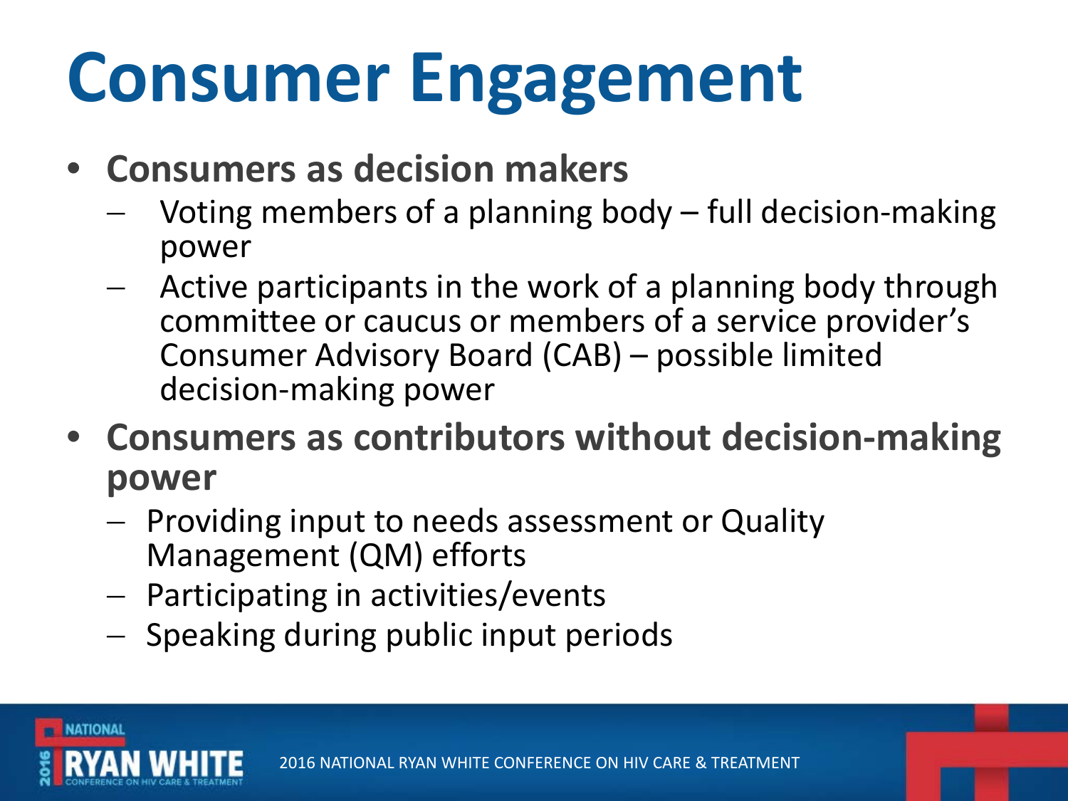# Consumer Engagement

- **Consumers as decision makers**
  - Voting members of a planning body – full decision-making power
  - Active participants in the work of a planning body through committee or caucus or members of a service provider's Consumer Advisory Board (CAB) – possible limited decision-making power
- **Consumers as contributors without decision-making power**
  - Providing input to needs assessment or Quality Management (QM) efforts
  - Participating in activities/events
  - Speaking during public input periods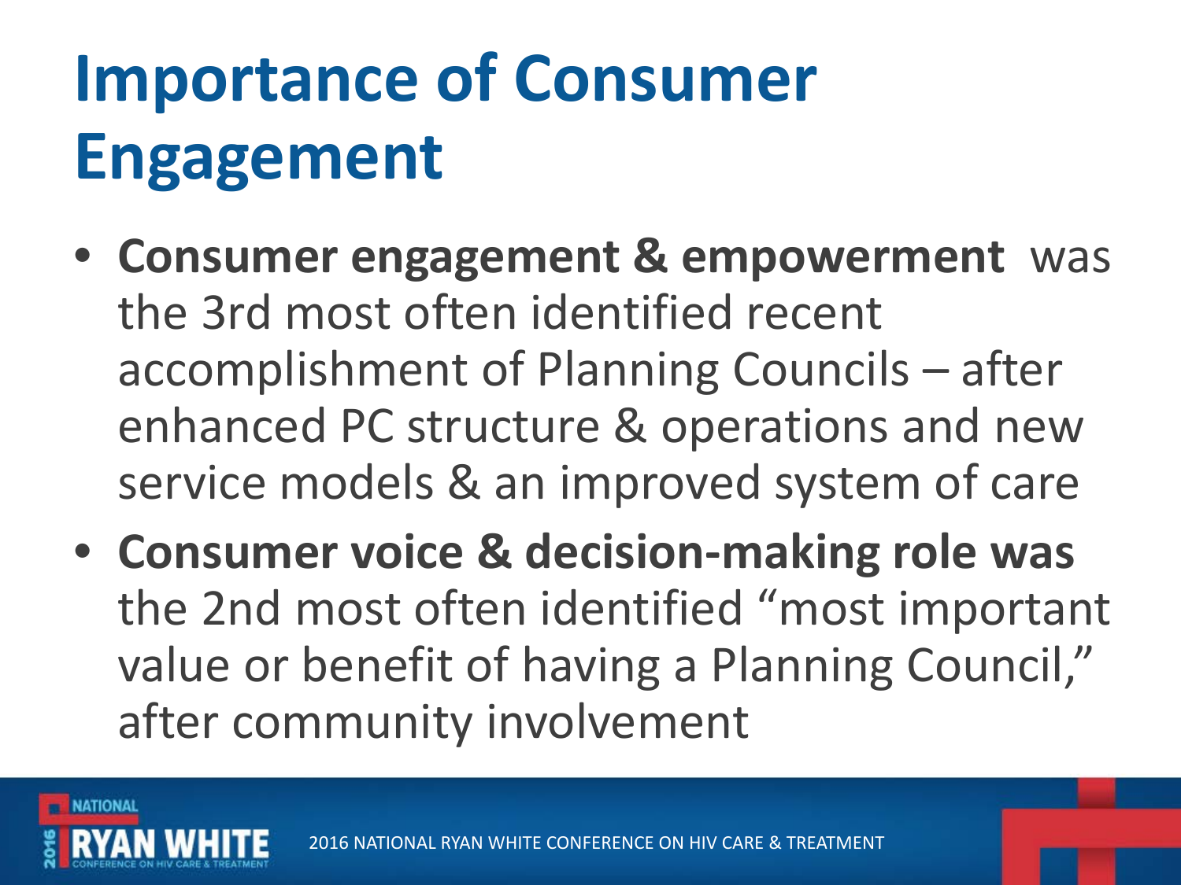# Importance of Consumer Engagement

- **Consumer engagement & empowerment** was the 3rd most often identified recent accomplishment of Planning Councils – after enhanced PC structure & operations and new service models & an improved system of care
- **Consumer voice & decision-making role was** the 2nd most often identified "most important value or benefit of having a Planning Council," after community involvement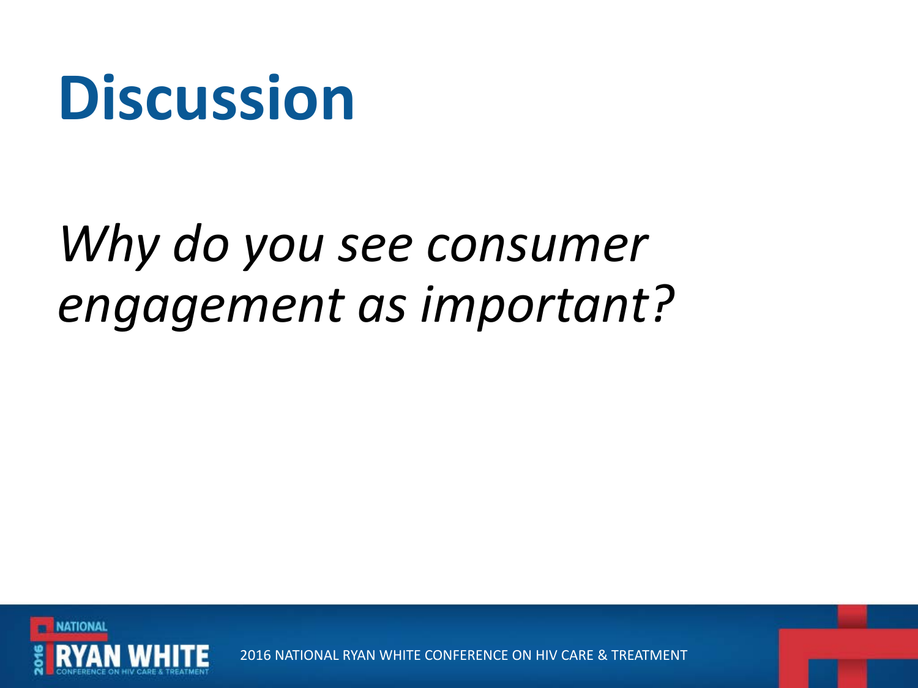# Discussion

*Why do you see consumer engagement as important?*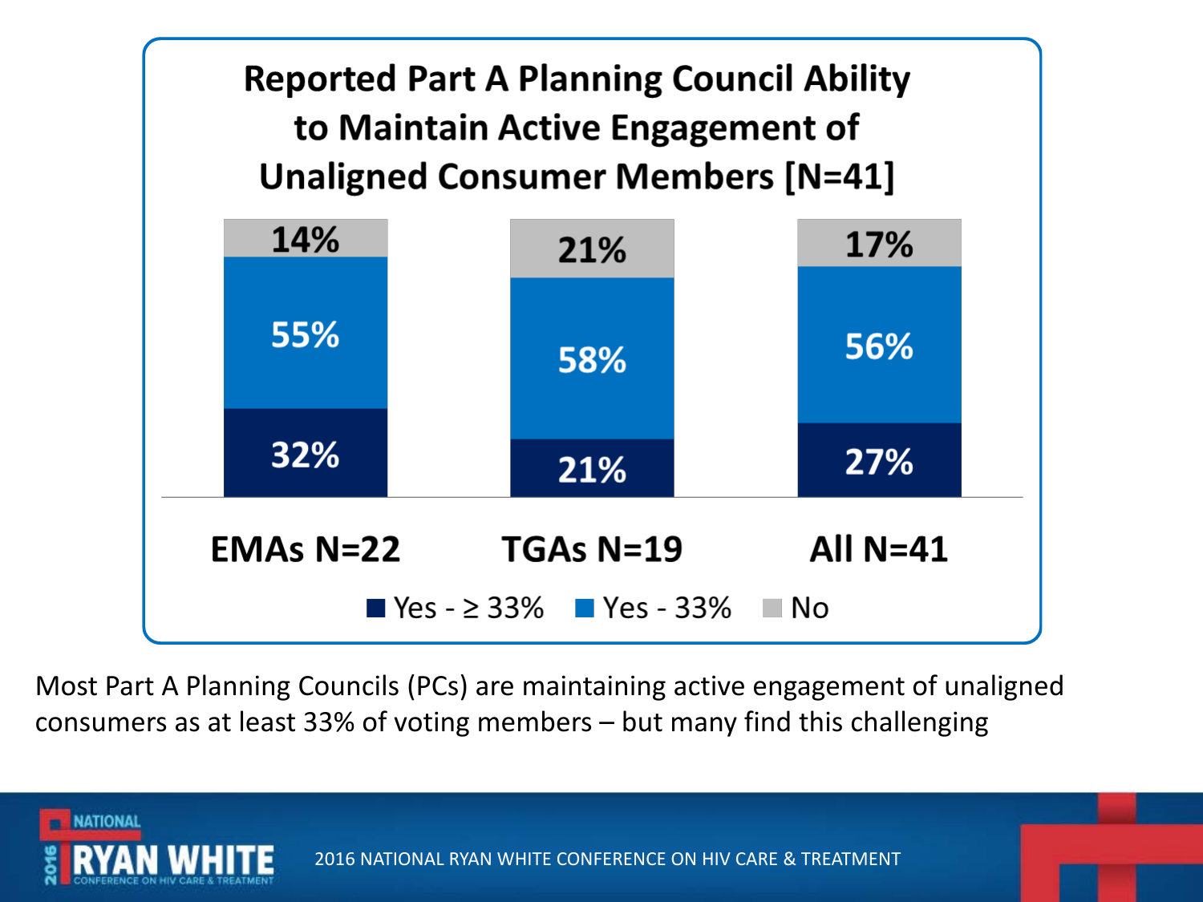## Reported Part A Planning Council Ability to Maintain Active Engagement of Unaligned Consumer Members [N=41]

| | EMAs N=22 | TGAs N=19 | All N=41 |
|---|---|---|---|
| Yes - ≥ 33% | 32% | 21% | 27% |
| Yes - 33% | 55% | 58% | 56% |
| No | 14% | 21% | 17% |

Most Part A Planning Councils (PCs) are maintaining active engagement of unaligned consumers as at least 33% of voting members – but many find this challenging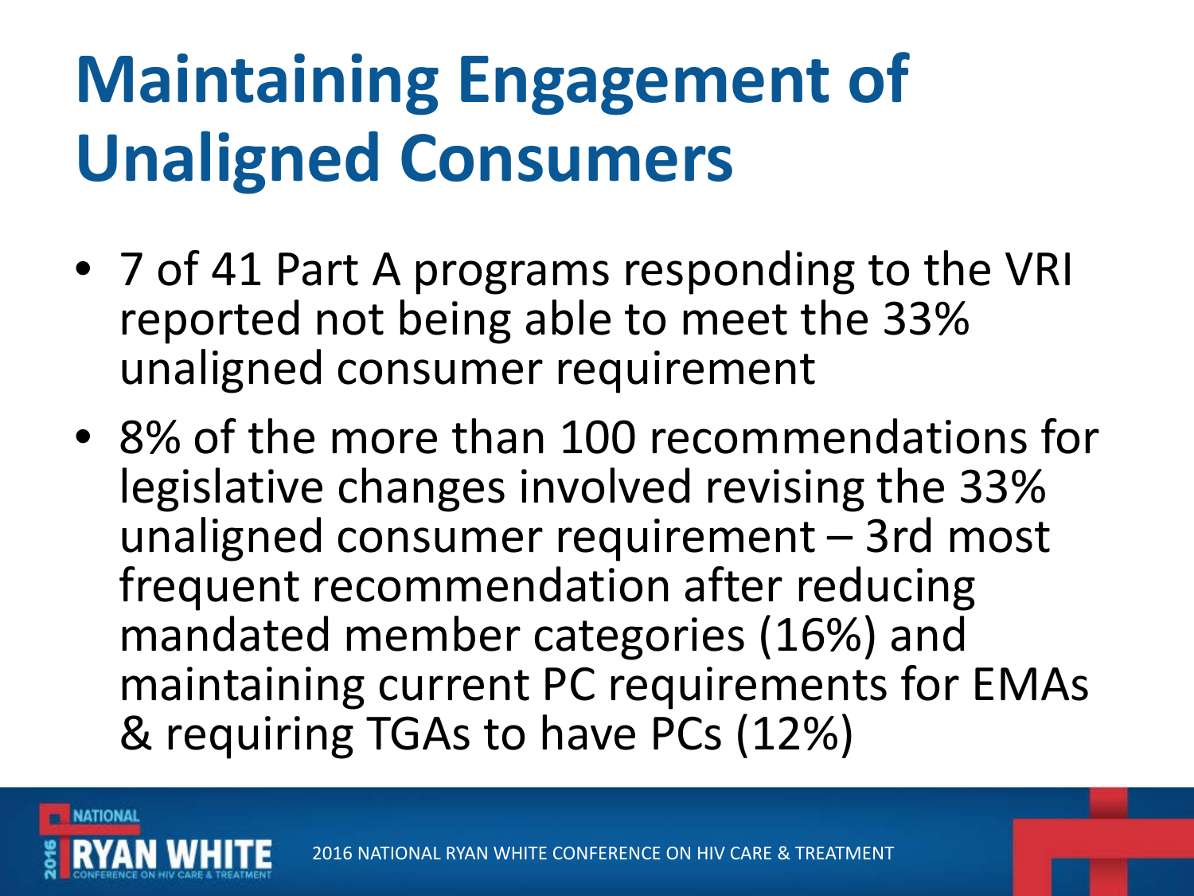# Maintaining Engagement of Unaligned Consumers

- 7 of 41 Part A programs responding to the VRI reported not being able to meet the 33% unaligned consumer requirement
- 8% of the more than 100 recommendations for legislative changes involved revising the 33% unaligned consumer requirement – 3rd most frequent recommendation after reducing mandated member categories (16%) and maintaining current PC requirements for EMAs & requiring TGAs to have PCs (12%)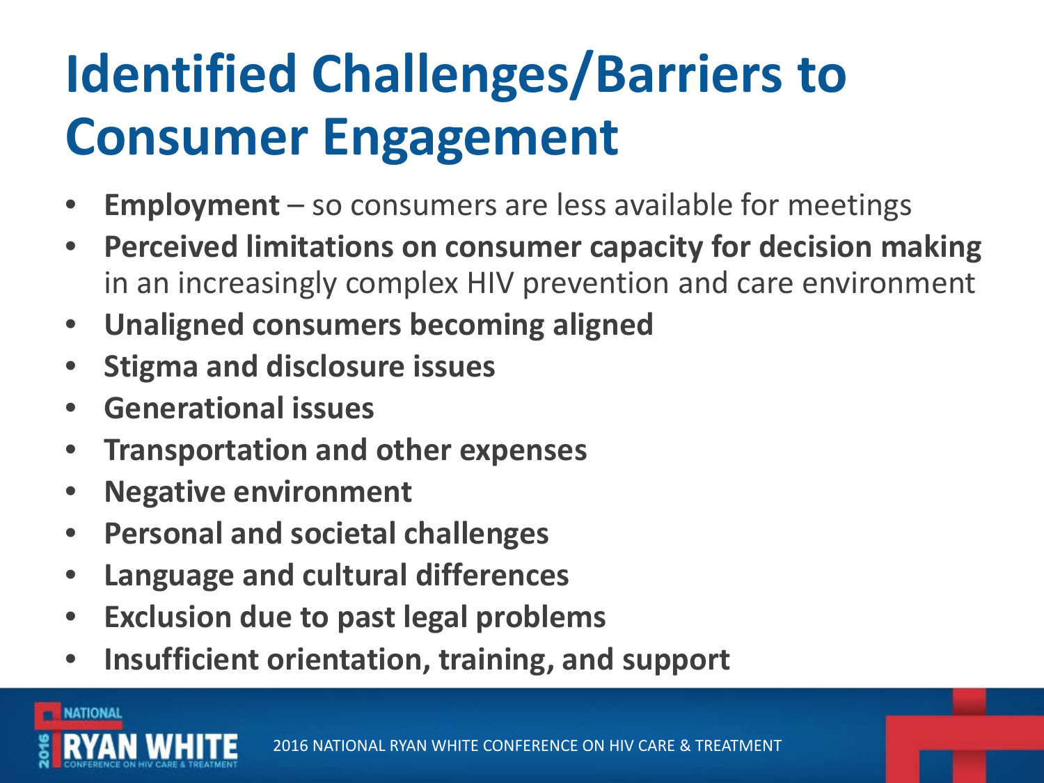# Identified Challenges/Barriers to Consumer Engagement

- **Employment** – so consumers are less available for meetings
- **Perceived limitations on consumer capacity for decision making** in an increasingly complex HIV prevention and care environment
- **Unaligned consumers becoming aligned**
- **Stigma and disclosure issues**
- **Generational issues**
- **Transportation and other expenses**
- **Negative environment**
- **Personal and societal challenges**
- **Language and cultural differences**
- **Exclusion due to past legal problems**
- **Insufficient orientation, training, and support**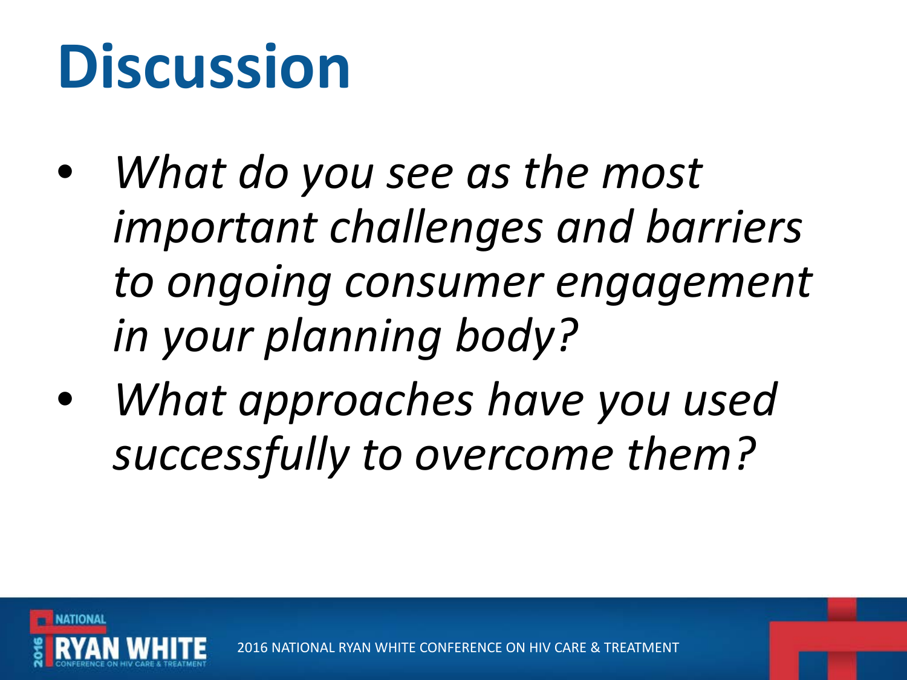# Discussion

- *What do you see as the most important challenges and barriers to ongoing consumer engagement in your planning body?*
- *What approaches have you used successfully to overcome them?*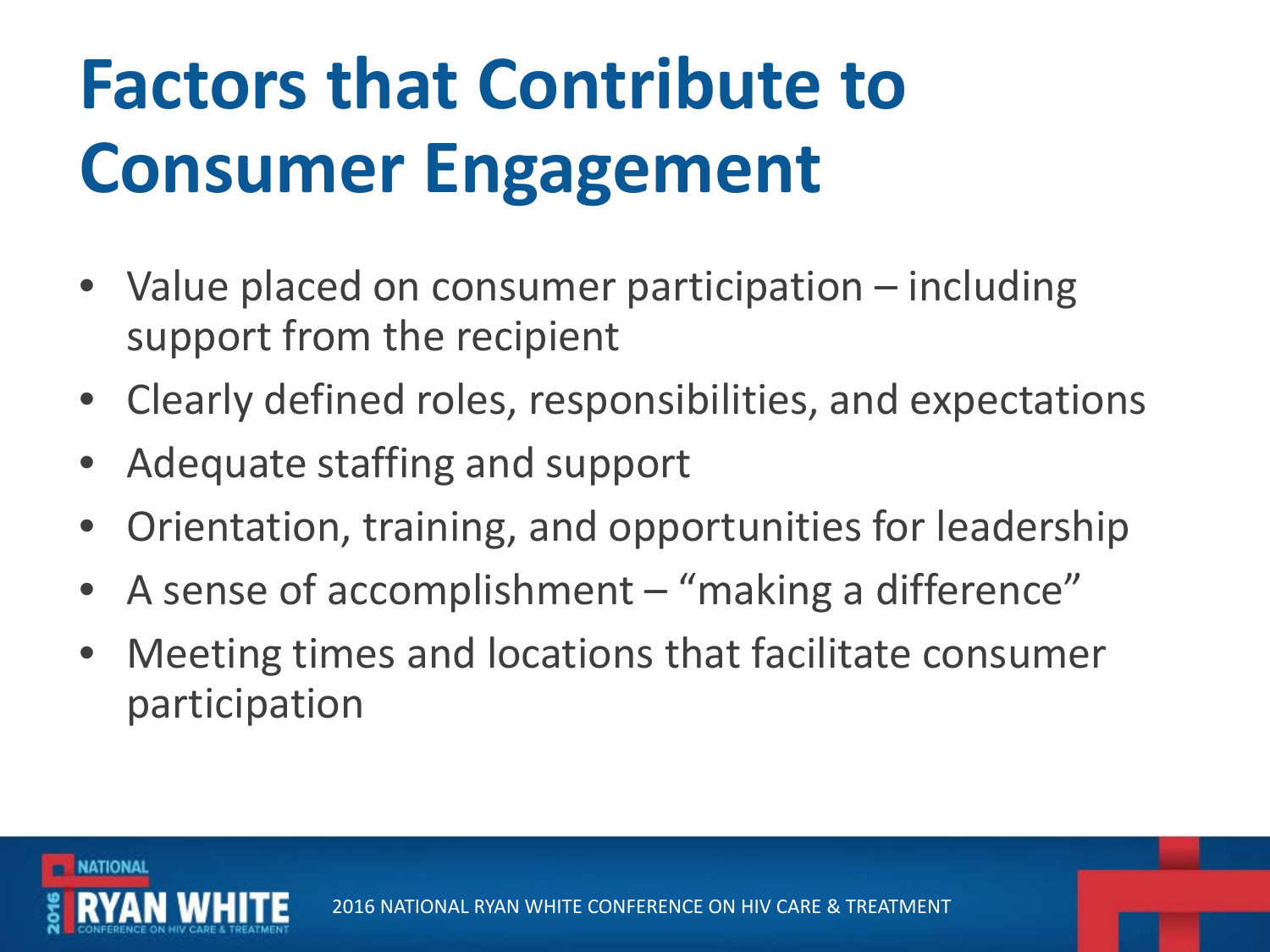# Factors that Contribute to Consumer Engagement

- Value placed on consumer participation – including support from the recipient
- Clearly defined roles, responsibilities, and expectations
- Adequate staffing and support
- Orientation, training, and opportunities for leadership
- A sense of accomplishment – "making a difference"
- Meeting times and locations that facilitate consumer participation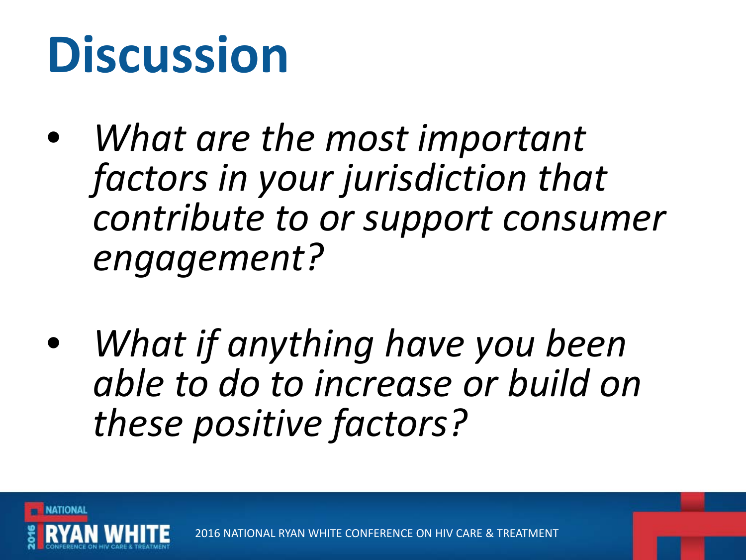# Discussion

- *What are the most important factors in your jurisdiction that contribute to or support consumer engagement?*

- *What if anything have you been able to do to increase or build on these positive factors?*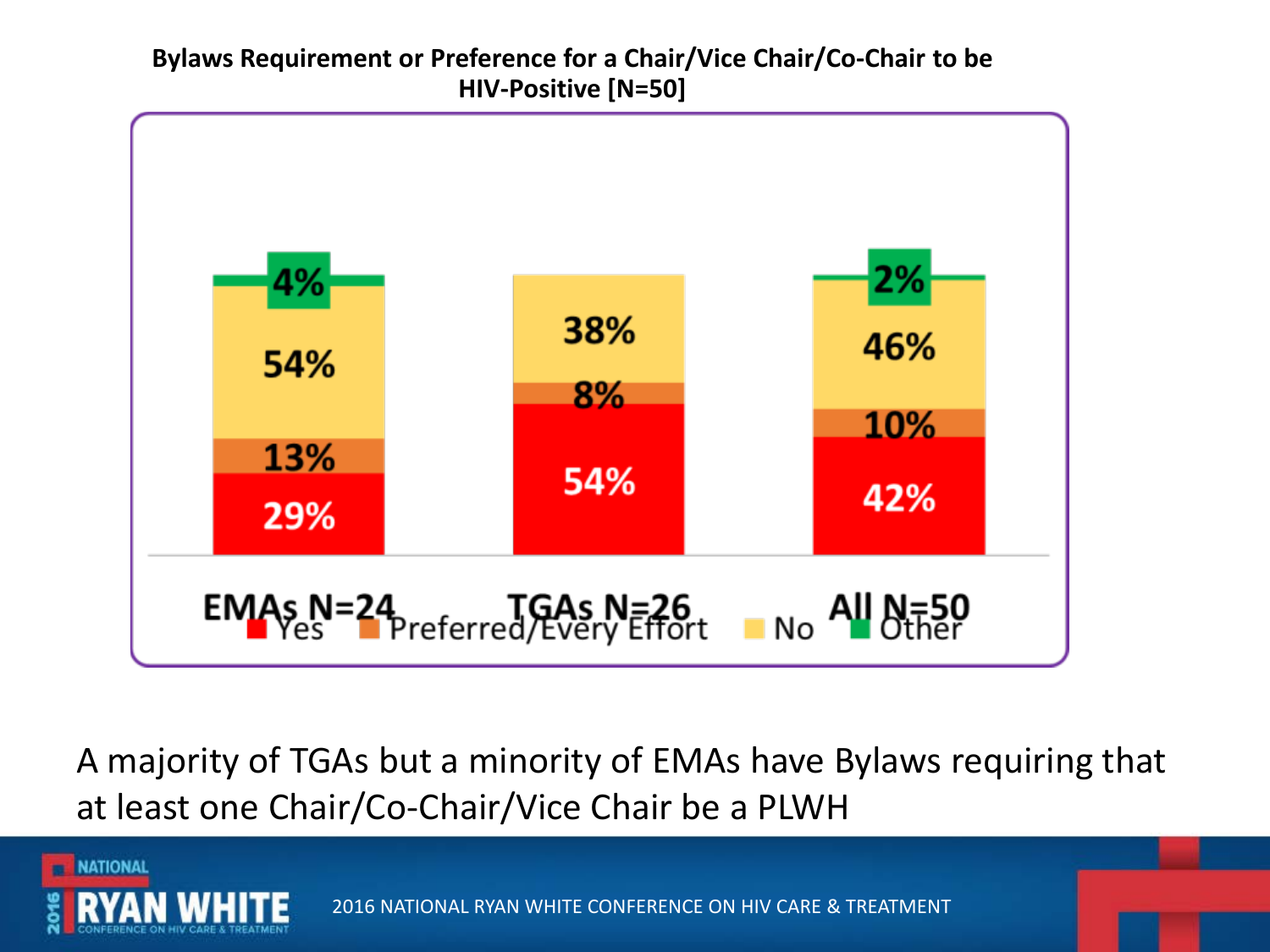**Bylaws Requirement or Preference for a Chair/Vice Chair/Co-Chair to be HIV-Positive [N=50]**

| | EMAs N=24 | TGAs N=26 | All N=50 |
|---|---|---|---|
| Yes | 29% | 54% | 42% |
| Preferred/Every Effort | 13% | 8% | 10% |
| No | 54% | 38% | 46% |
| Other | 4% | | 2% |

A majority of TGAs but a minority of EMAs have Bylaws requiring that at least one Chair/Co-Chair/Vice Chair be a PLWH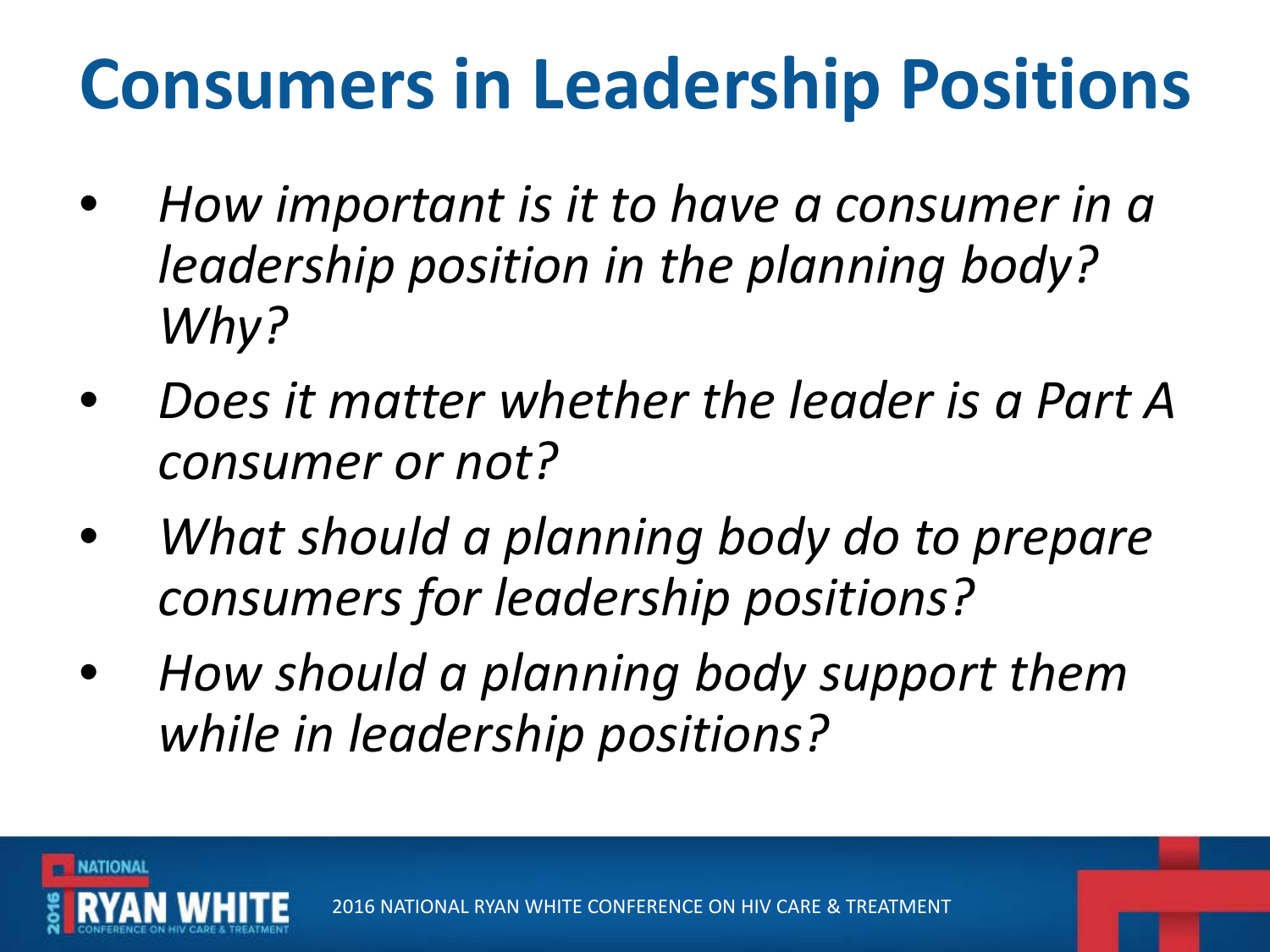# Consumers in Leadership Positions

- *How important is it to have a consumer in a leadership position in the planning body? Why?*
- *Does it matter whether the leader is a Part A consumer or not?*
- *What should a planning body do to prepare consumers for leadership positions?*
- *How should a planning body support them while in leadership positions?*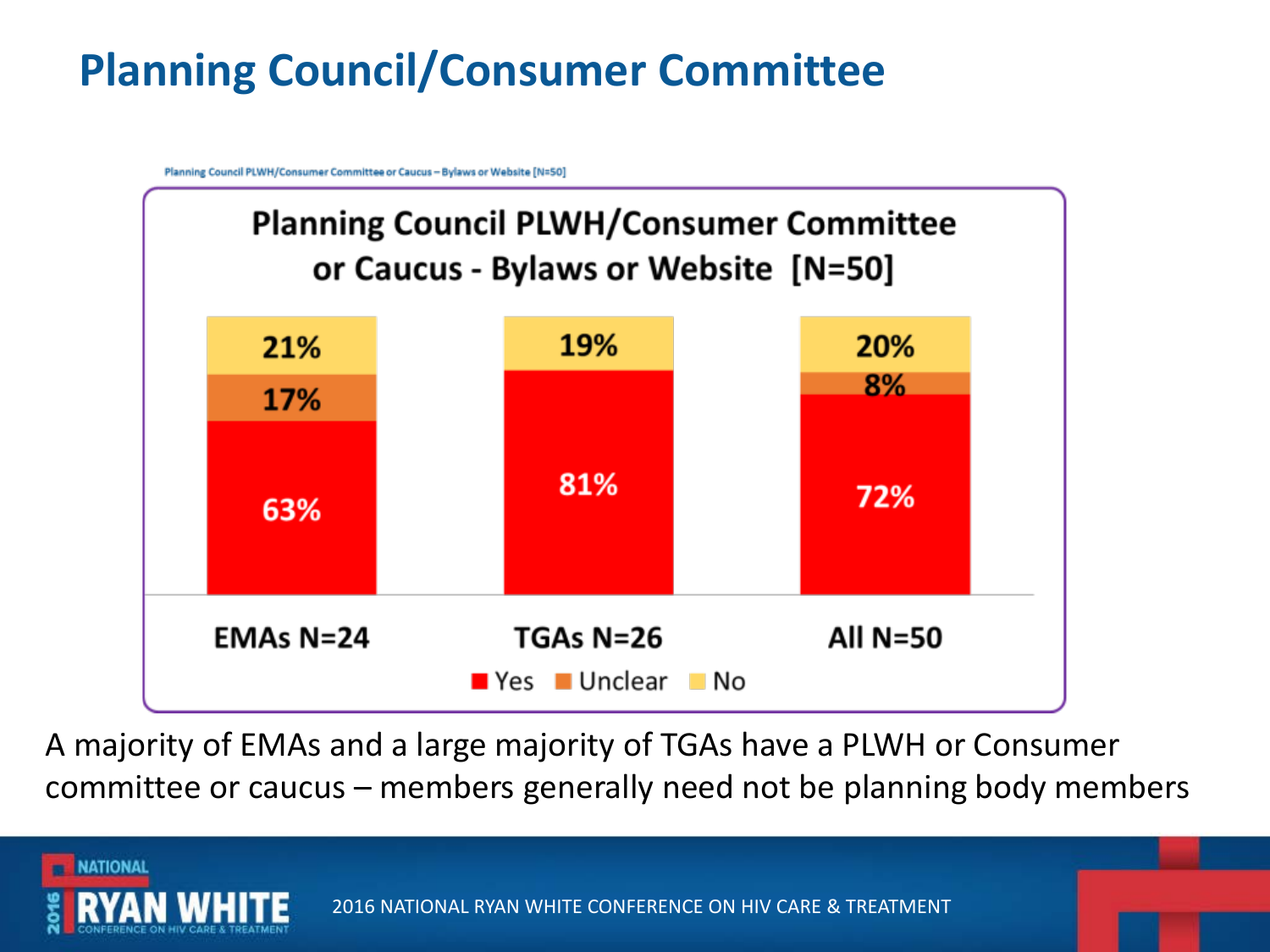# Planning Council/Consumer Committee

Planning Council PLWH/Consumer Committee or Caucus – Bylaws or Website [N=50]

**Planning Council PLWH/Consumer Committee or Caucus - Bylaws or Website [N=50]**

| | EMAs N=24 | TGAs N=26 | All N=50 |
|---|---|---|---|
| Yes | 63% | 81% | 72% |
| Unclear | 17% | | 8% |
| No | 21% | 19% | 20% |

A majority of EMAs and a large majority of TGAs have a PLWH or Consumer committee or caucus – members generally need not be planning body members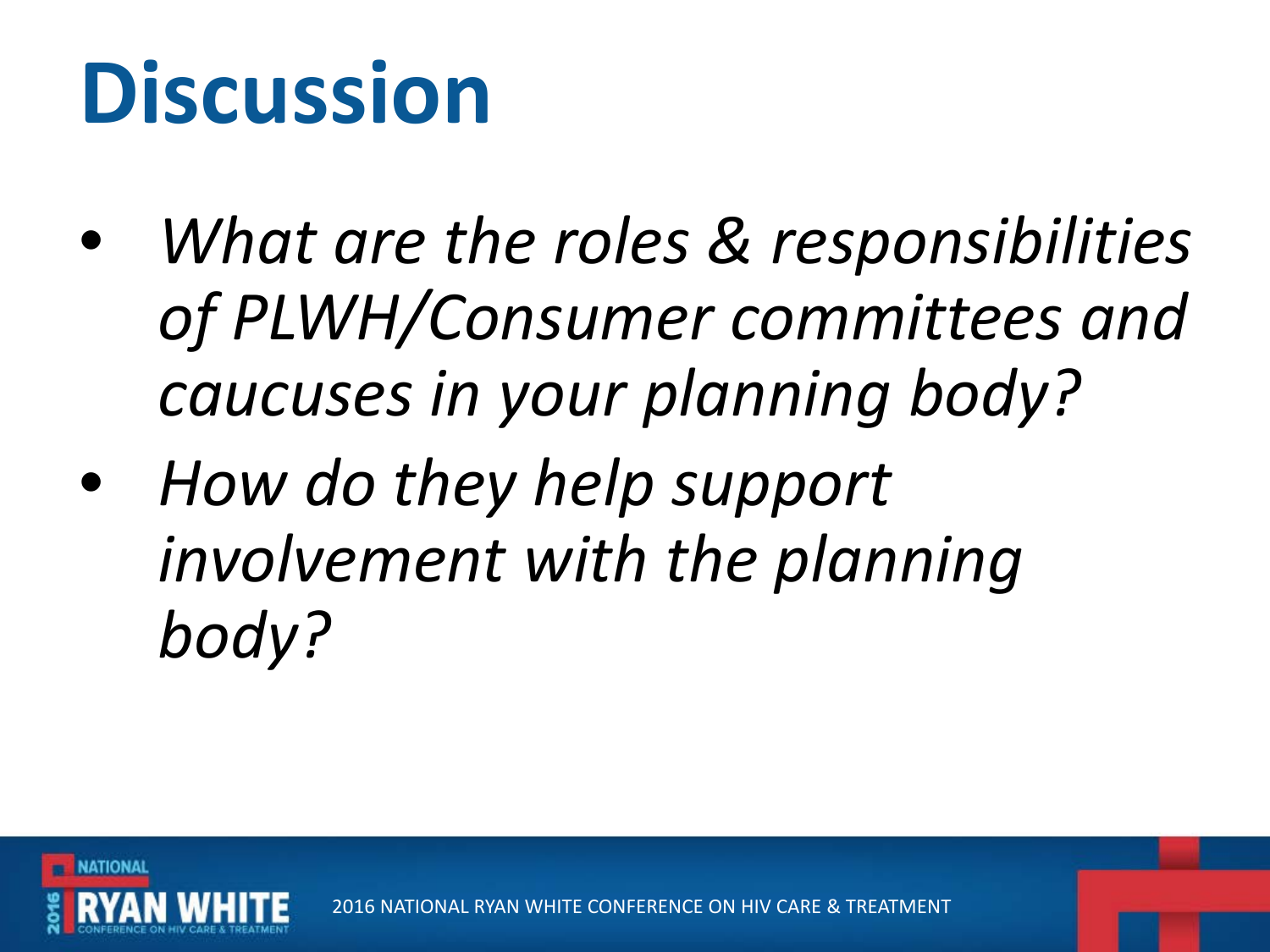# Discussion

- *What are the roles & responsibilities of PLWH/Consumer committees and caucuses in your planning body?*
- *How do they help support involvement with the planning body?*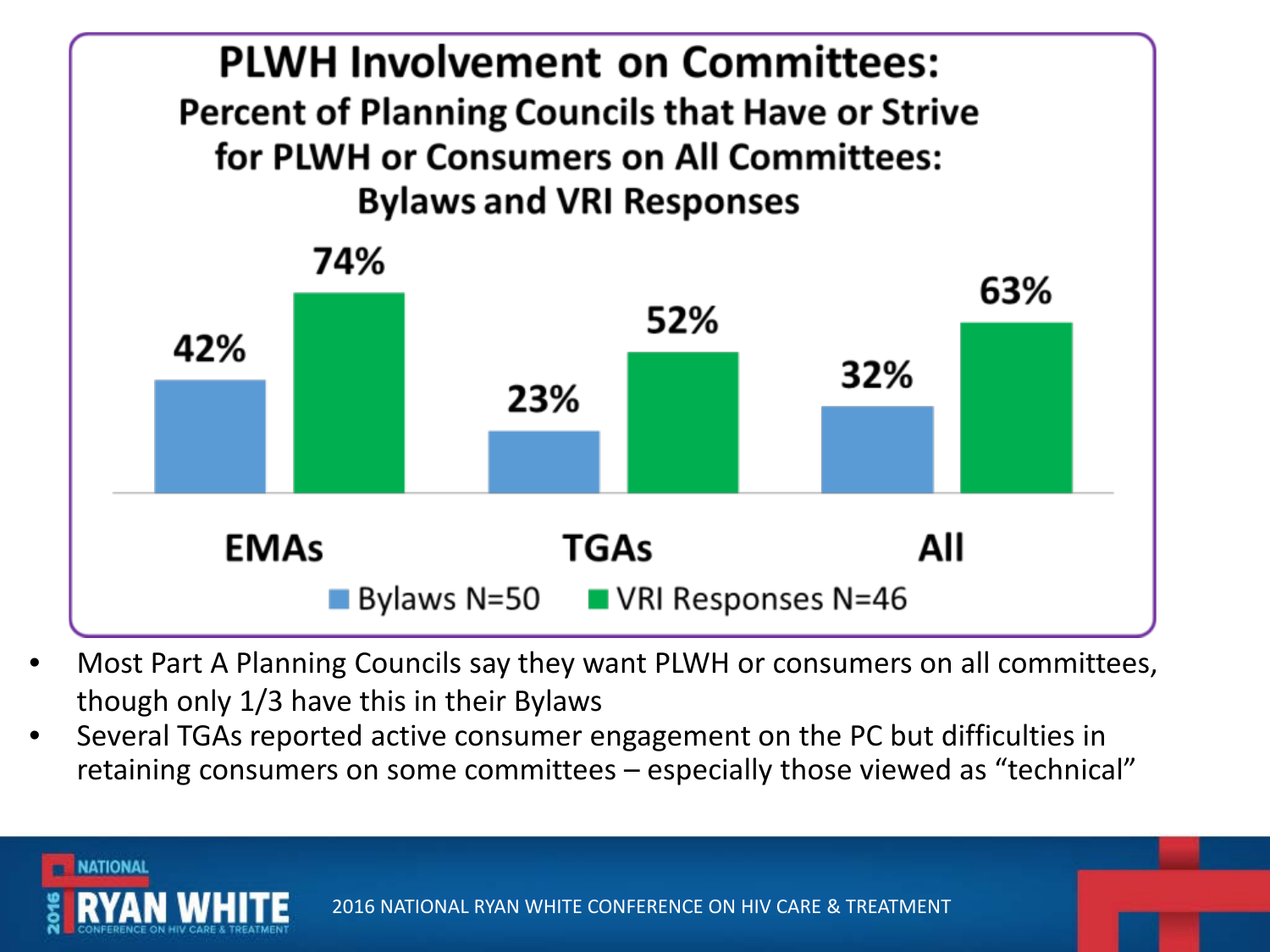## PLWH Involvement on Committees:

### Percent of Planning Councils that Have or Strive for PLWH or Consumers on All Committees: Bylaws and VRI Responses

| | Bylaws N=50 | VRI Responses N=46 |
|---|---|---|
| EMAs | 42% | 74% |
| TGAs | 23% | 52% |
| All | 32% | 63% |

- Most Part A Planning Councils say they want PLWH or consumers on all committees, though only 1/3 have this in their Bylaws
- Several TGAs reported active consumer engagement on the PC but difficulties in retaining consumers on some committees – especially those viewed as "technical"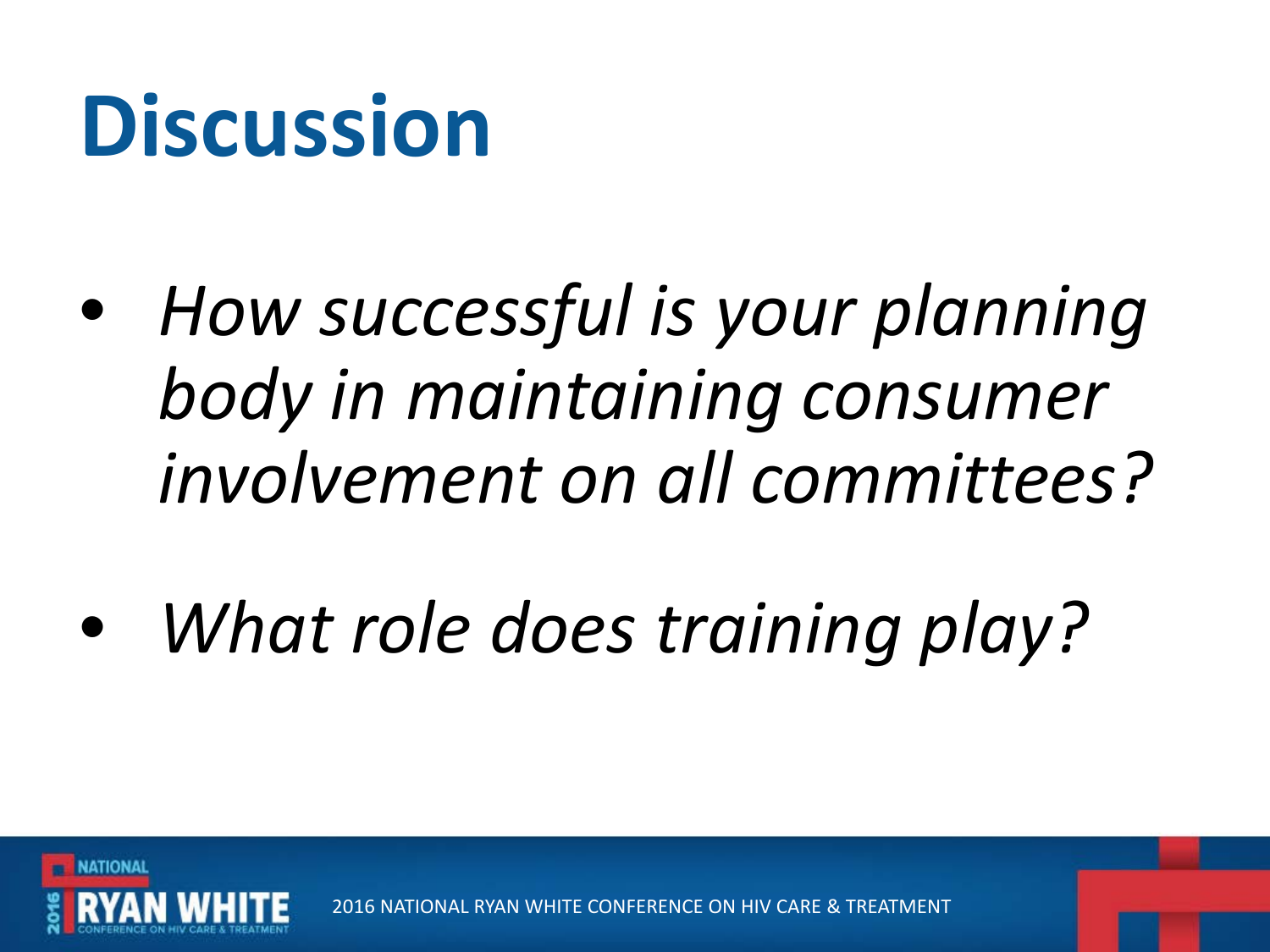# Discussion

- *How successful is your planning body in maintaining consumer involvement on all committees?*
- *What role does training play?*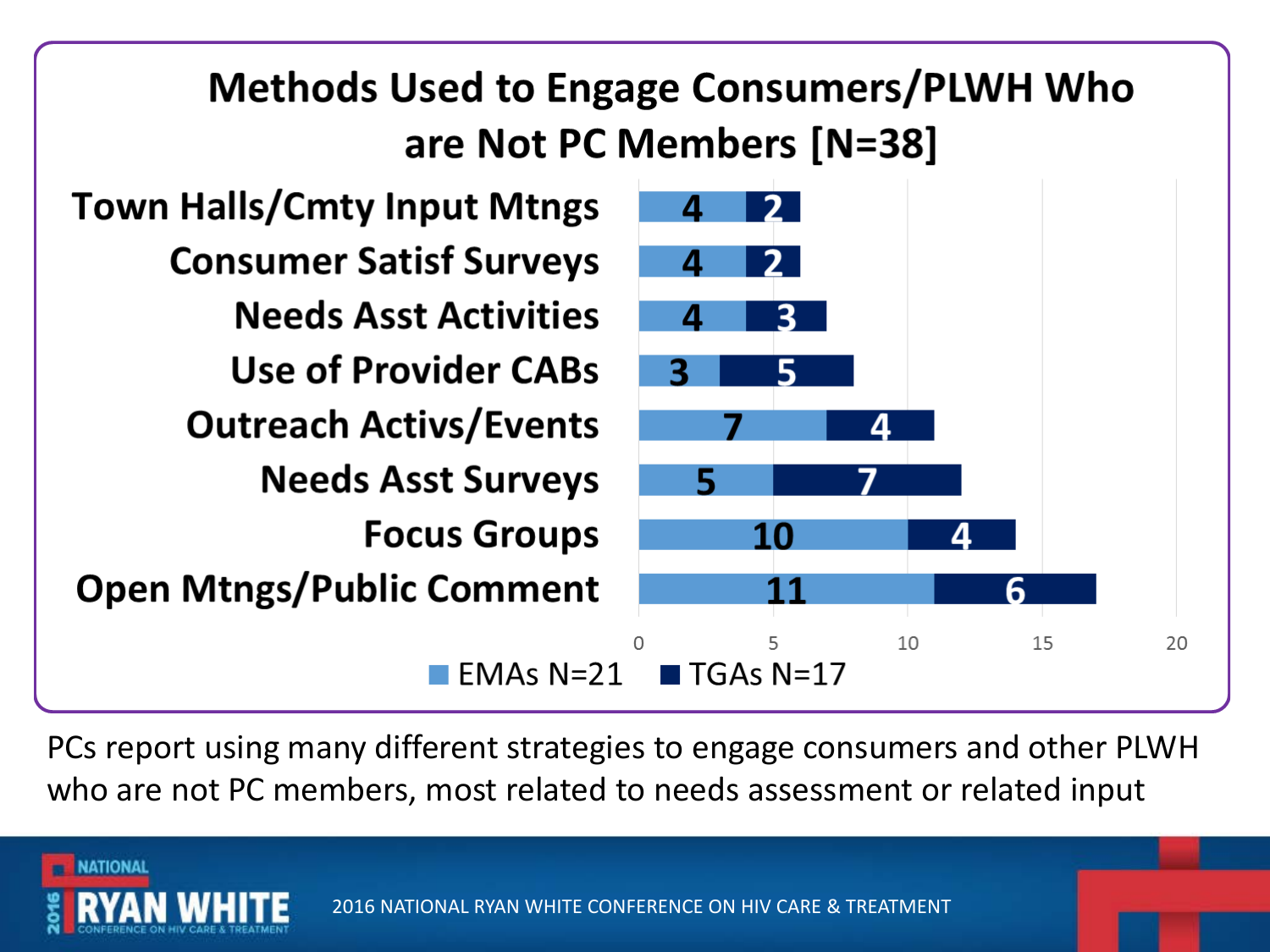# Methods Used to Engage Consumers/PLWH Who are Not PC Members [N=38]

| Method | EMAs N=21 | TGAs N=17 |
|---|---|---|
| Town Halls/Cmty Input Mtngs | 4 | 2 |
| Consumer Satisf Surveys | 4 | 2 |
| Needs Asst Activities | 4 | 3 |
| Use of Provider CABs | 3 | 5 |
| Outreach Activs/Events | 7 | 4 |
| Needs Asst Surveys | 5 | 7 |
| Focus Groups | 10 | 4 |
| Open Mtngs/Public Comment | 11 | 6 |

PCs report using many different strategies to engage consumers and other PLWH who are not PC members, most related to needs assessment or related input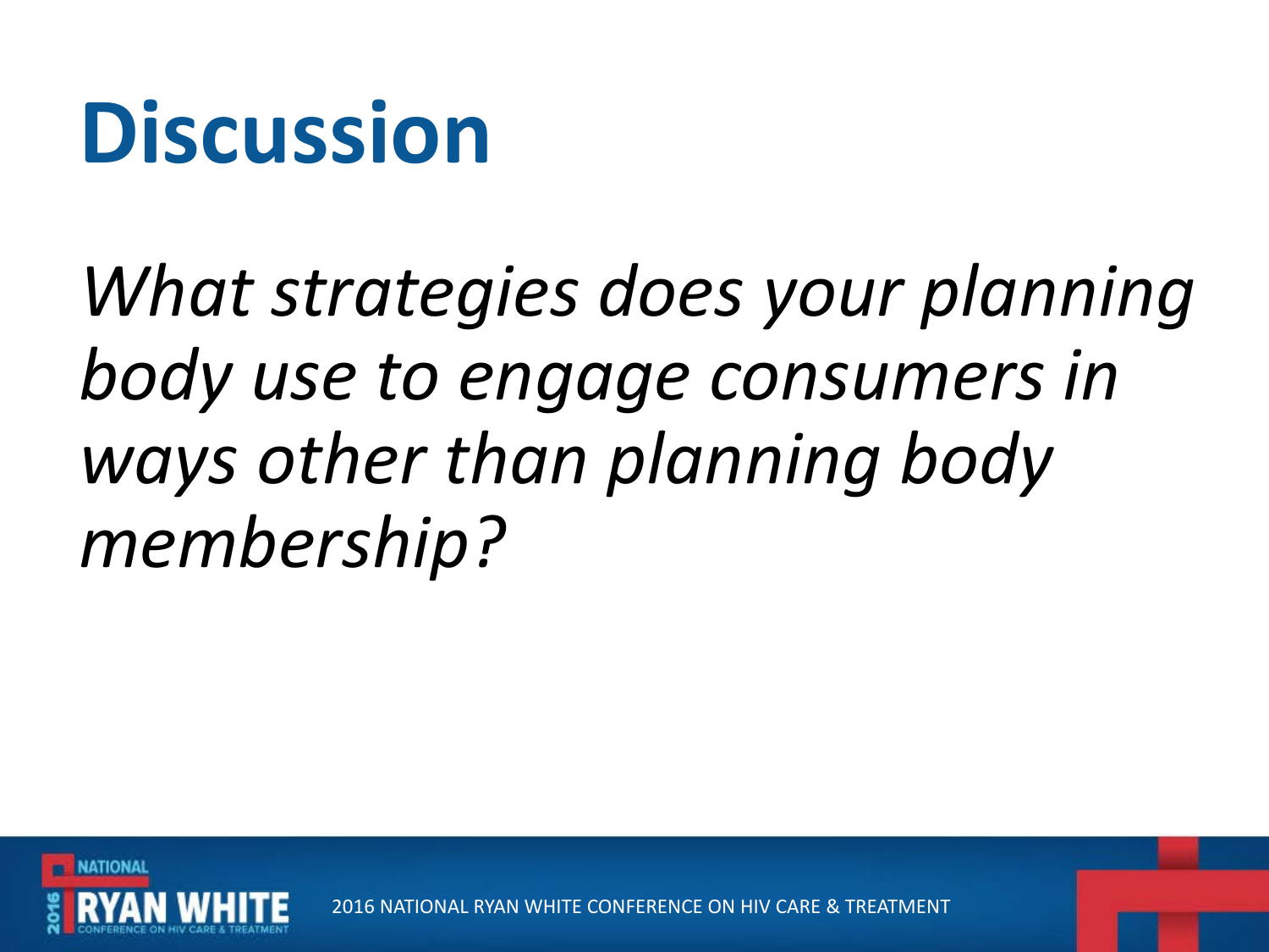# Discussion

*What strategies does your planning body use to engage consumers in ways other than planning body membership?*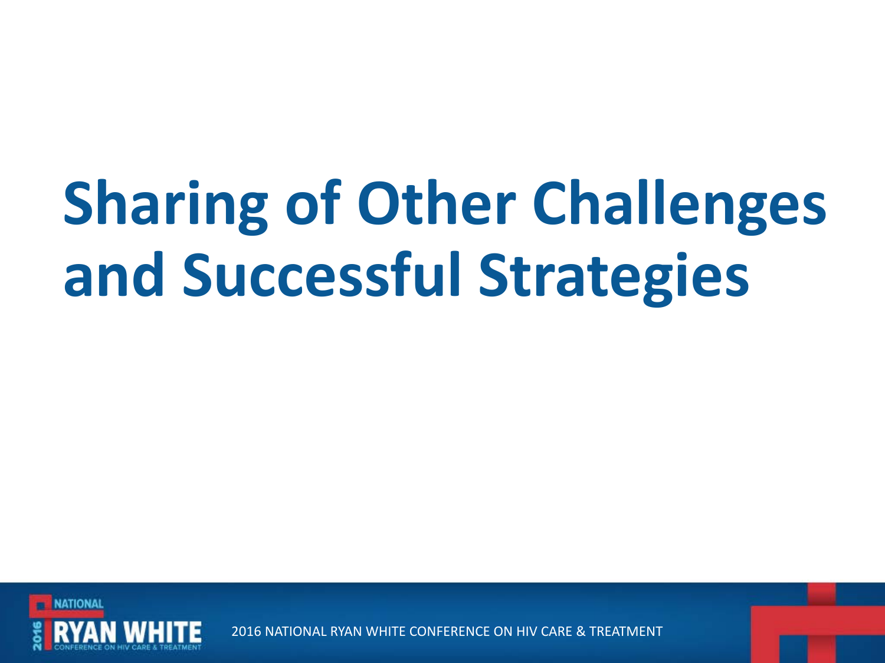# Sharing of Other Challenges and Successful Strategies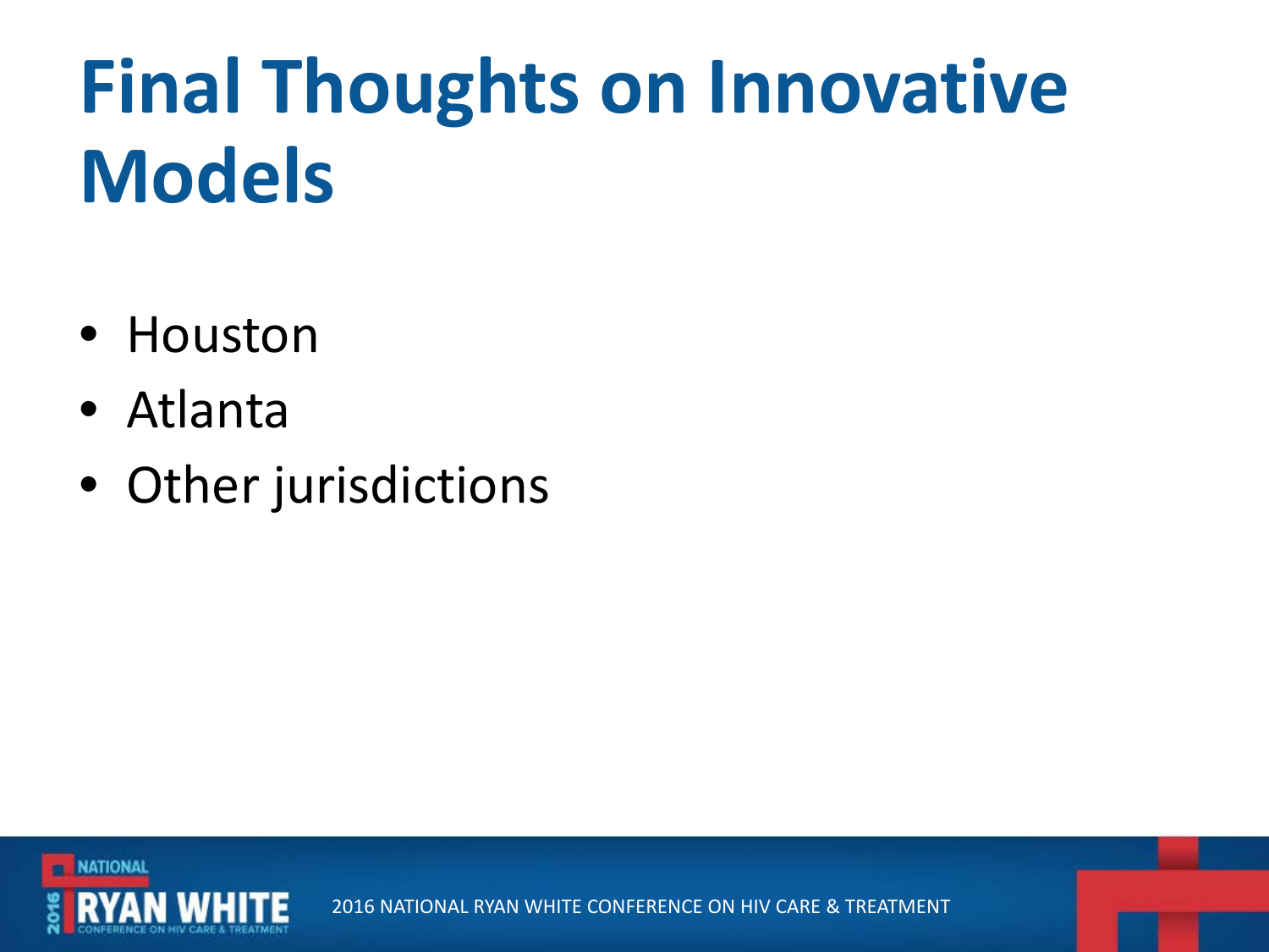# Final Thoughts on Innovative Models

- Houston
- Atlanta
- Other jurisdictions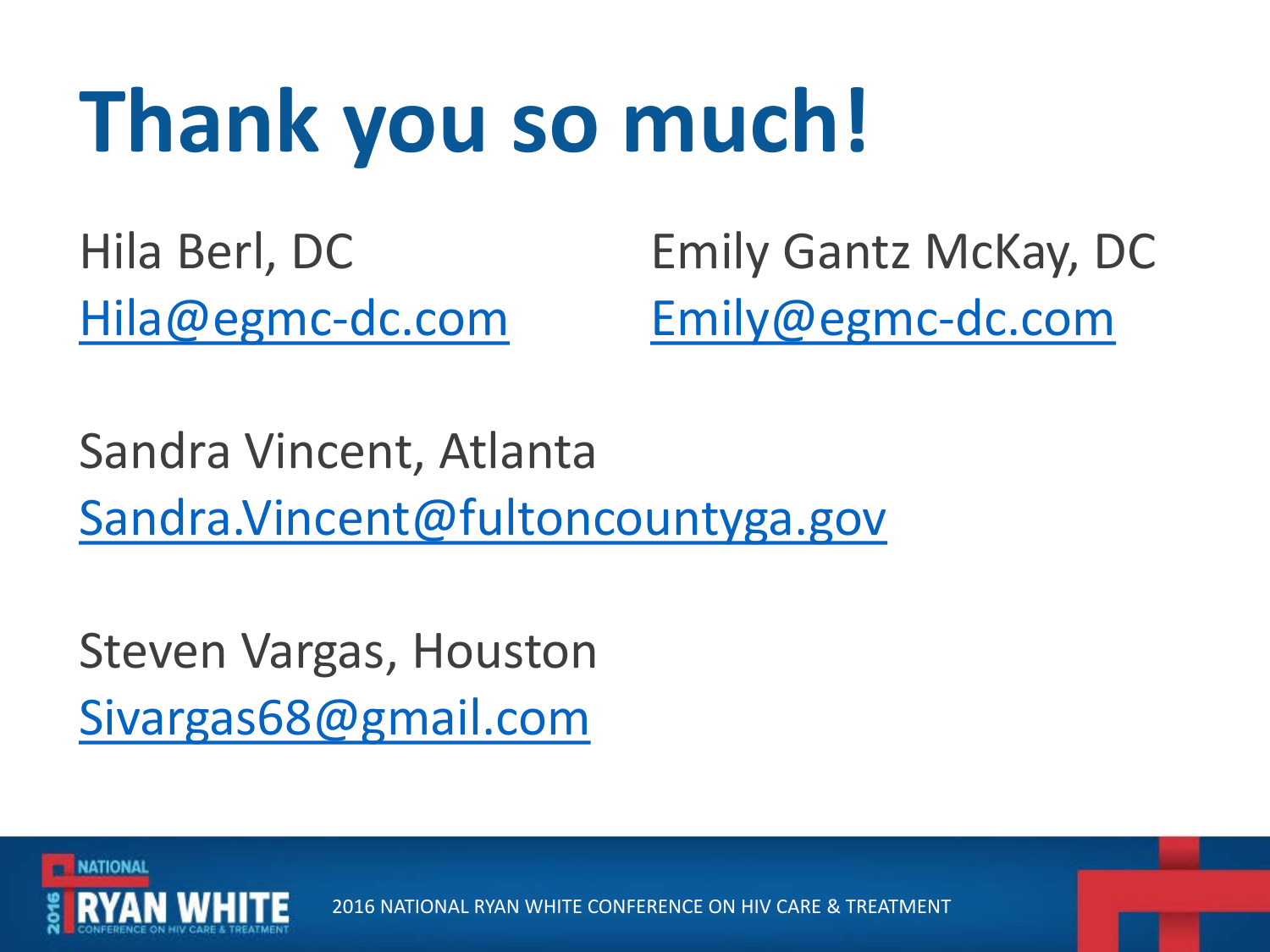# Thank you so much!

Hila Berl, DC
Hila@egmc-dc.com

Emily Gantz McKay, DC
Emily@egmc-dc.com

Sandra Vincent, Atlanta
Sandra.Vincent@fultoncountyga.gov

Steven Vargas, Houston
Sivargas68@gmail.com